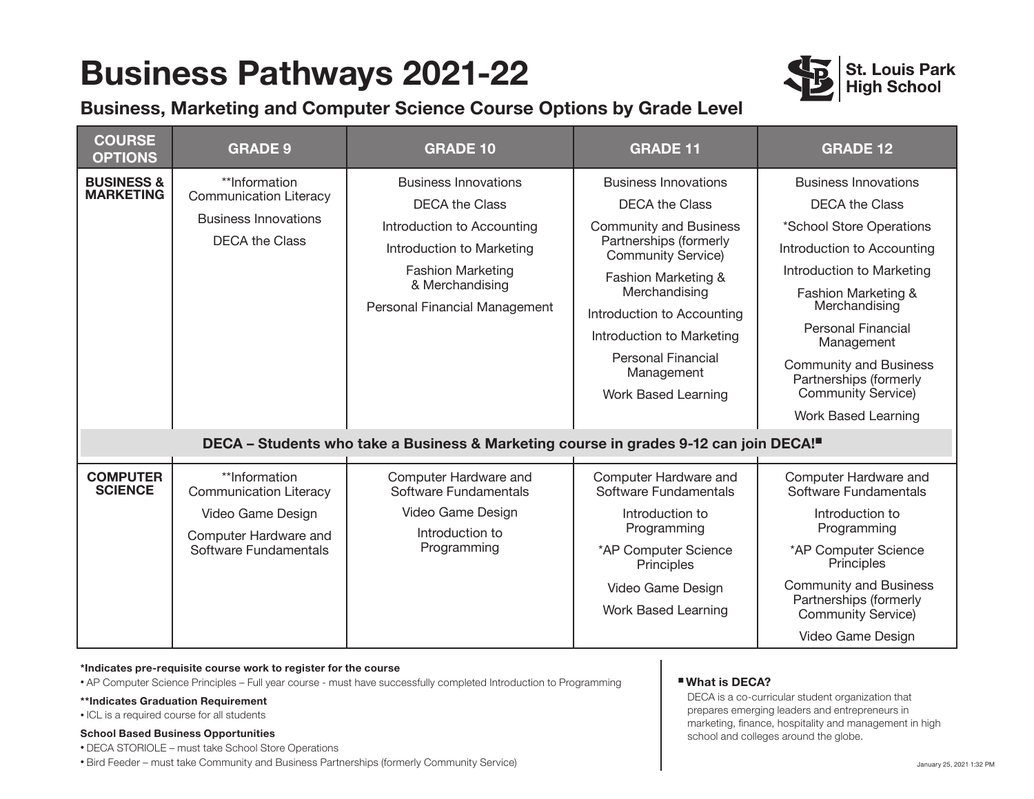# Business Pathways 2021-22

St. Louis Park High School

## Business, Marketing and Computer Science Course Options by Grade Level

| COURSE OPTIONS | GRADE 9 | GRADE 10 | GRADE 11 | GRADE 12 |
|---|---|---|---|---|
| **BUSINESS & MARKETING** | **Information Communication Literacy<br>Business Innovations<br>DECA the Class | Business Innovations<br>DECA the Class<br>Introduction to Accounting<br>Introduction to Marketing<br>Fashion Marketing & Merchandising<br>Personal Financial Management | Business Innovations<br>DECA the Class<br>Community and Business Partnerships (formerly Community Service)<br>Fashion Marketing & Merchandising<br>Introduction to Accounting<br>Introduction to Marketing<br>Personal Financial Management<br>Work Based Learning | Business Innovations<br>DECA the Class<br>*School Store Operations<br>Introduction to Accounting<br>Introduction to Marketing<br>Fashion Marketing & Merchandising<br>Personal Financial Management<br>Community and Business Partnerships (formerly Community Service)<br>Work Based Learning |
| **DECA – Students who take a Business & Marketing course in grades 9-12 can join DECA!■** | | | | |
| **COMPUTER SCIENCE** | **Information Communication Literacy<br>Video Game Design<br>Computer Hardware and Software Fundamentals | Computer Hardware and Software Fundamentals<br>Video Game Design<br>Introduction to Programming | Computer Hardware and Software Fundamentals<br>Introduction to Programming<br>*AP Computer Science Principles<br>Video Game Design<br>Work Based Learning | Computer Hardware and Software Fundamentals<br>Introduction to Programming<br>*AP Computer Science Principles<br>Community and Business Partnerships (formerly Community Service)<br>Video Game Design |

**\*Indicates pre-requisite course work to register for the course**

- AP Computer Science Principles – Full year course - must have successfully completed Introduction to Programming

**\*\*Indicates Graduation Requirement**

- ICL is a required course for all students

**School Based Business Opportunities**

- DECA STORIOLE – must take School Store Operations
- Bird Feeder – must take Community and Business Partnerships (formerly Community Service)

**■ What is DECA?**

DECA is a co-curricular student organization that prepares emerging leaders and entrepreneurs in marketing, finance, hospitality and management in high school and colleges around the globe.

January 25, 2021 1:32 PM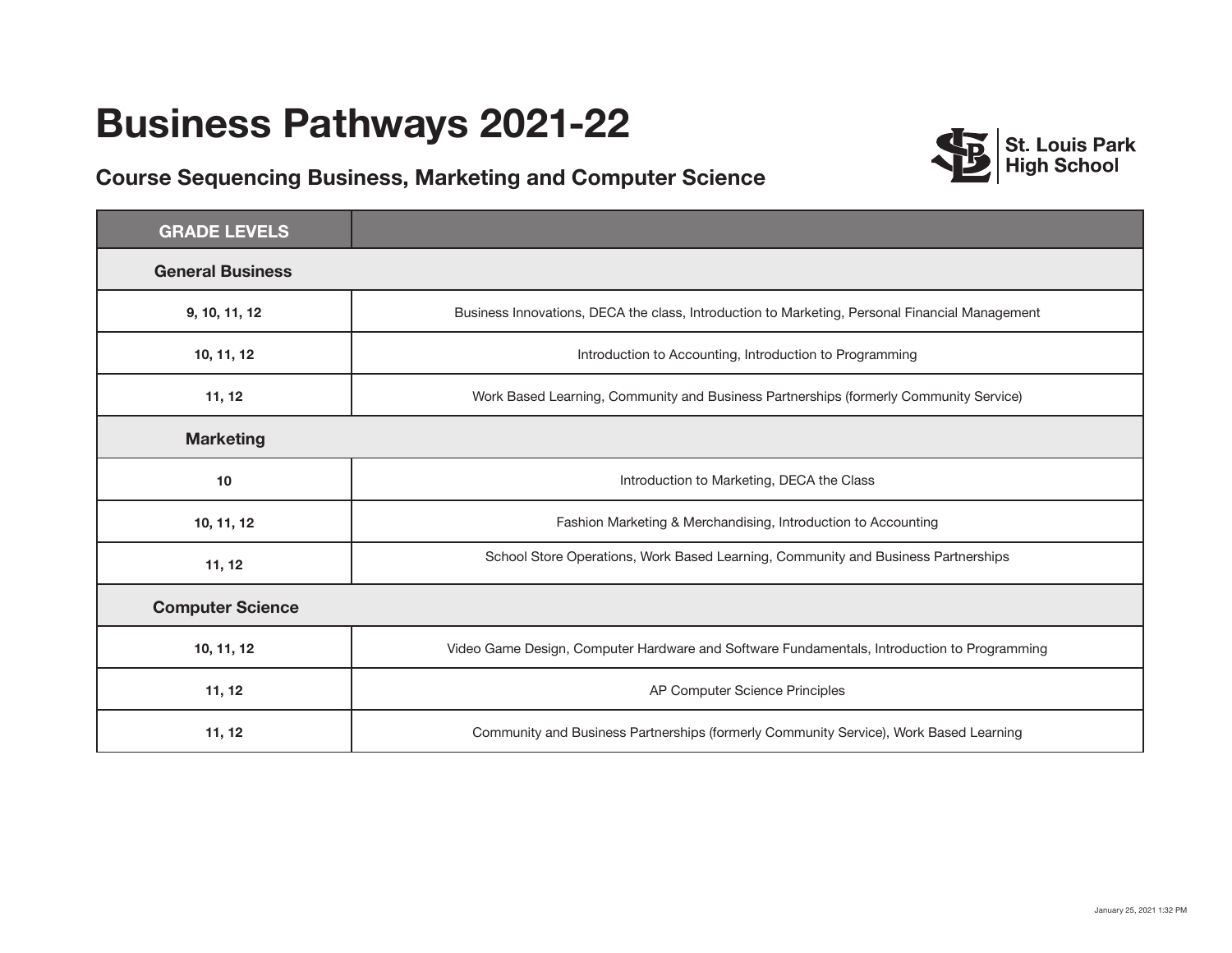# Business Pathways 2021-22

St. Louis Park High School

## Course Sequencing Business, Marketing and Computer Science

| GRADE LEVELS | |
|---|---|
| **General Business** | |
| **9, 10, 11, 12** | Business Innovations, DECA the class, Introduction to Marketing, Personal Financial Management |
| **10, 11, 12** | Introduction to Accounting, Introduction to Programming |
| **11, 12** | Work Based Learning, Community and Business Partnerships (formerly Community Service) |
| **Marketing** | |
| **10** | Introduction to Marketing, DECA the Class |
| **10, 11, 12** | Fashion Marketing & Merchandising, Introduction to Accounting |
| **11, 12** | School Store Operations, Work Based Learning, Community and Business Partnerships |
| **Computer Science** | |
| **10, 11, 12** | Video Game Design, Computer Hardware and Software Fundamentals, Introduction to Programming |
| **11, 12** | AP Computer Science Principles |
| **11, 12** | Community and Business Partnerships (formerly Community Service), Work Based Learning |

January 25, 2021 1:32 PM